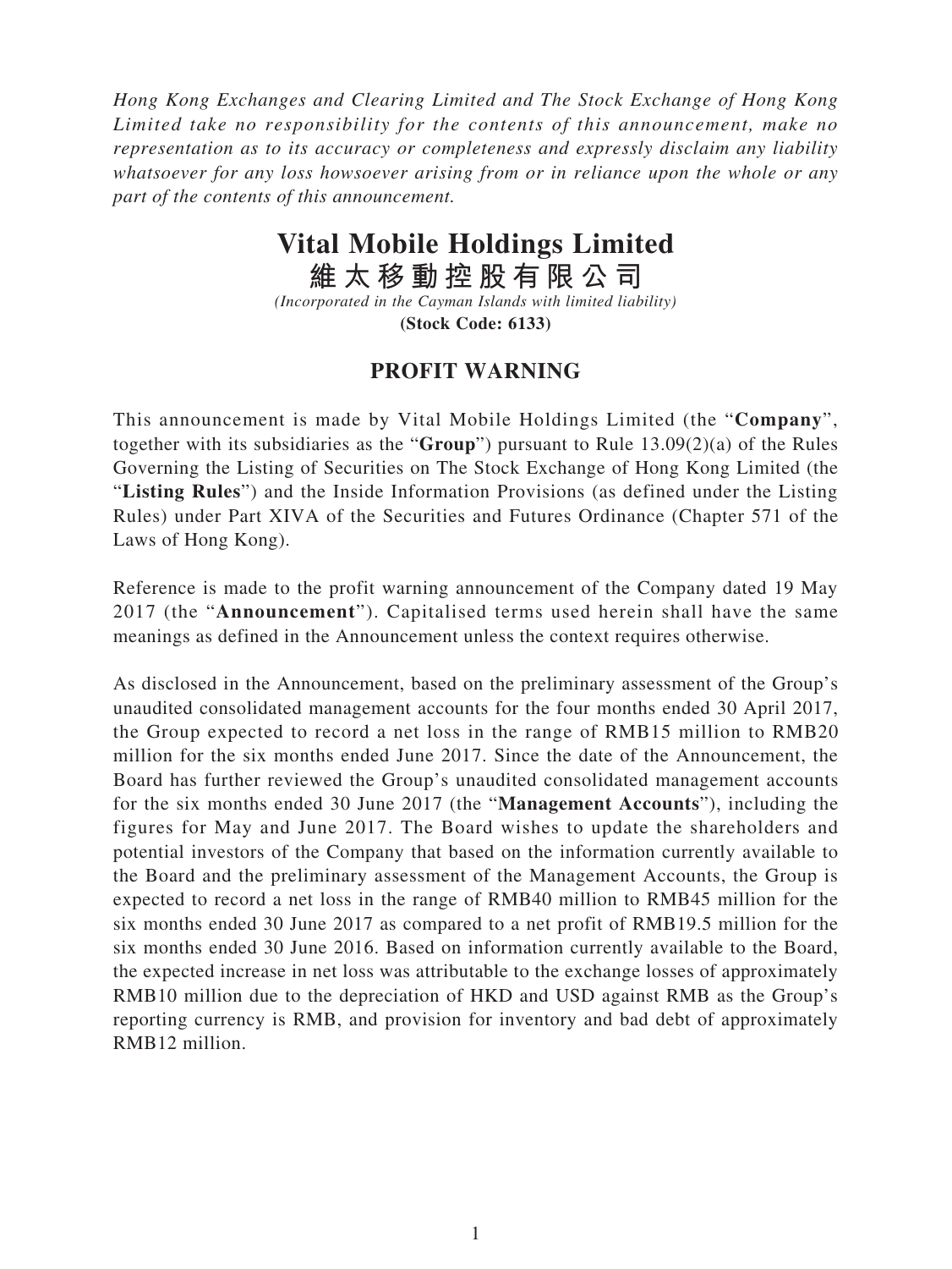*Hong Kong Exchanges and Clearing Limited and The Stock Exchange of Hong Kong Limited take no responsibility for the contents of this announcement, make no representation as to its accuracy or completeness and expressly disclaim any liability whatsoever for any loss howsoever arising from or in reliance upon the whole or any part of the contents of this announcement.*

# Vital Mobile Holdings Limited
# 維太移動控股有限公司

*(Incorporated in the Cayman Islands with limited liability)*

**(Stock Code: 6133)**

## PROFIT WARNING

This announcement is made by Vital Mobile Holdings Limited (the "**Company**", together with its subsidiaries as the "**Group**") pursuant to Rule 13.09(2)(a) of the Rules Governing the Listing of Securities on The Stock Exchange of Hong Kong Limited (the "**Listing Rules**") and the Inside Information Provisions (as defined under the Listing Rules) under Part XIVA of the Securities and Futures Ordinance (Chapter 571 of the Laws of Hong Kong).

Reference is made to the profit warning announcement of the Company dated 19 May 2017 (the "**Announcement**"). Capitalised terms used herein shall have the same meanings as defined in the Announcement unless the context requires otherwise.

As disclosed in the Announcement, based on the preliminary assessment of the Group's unaudited consolidated management accounts for the four months ended 30 April 2017, the Group expected to record a net loss in the range of RMB15 million to RMB20 million for the six months ended June 2017. Since the date of the Announcement, the Board has further reviewed the Group's unaudited consolidated management accounts for the six months ended 30 June 2017 (the "**Management Accounts**"), including the figures for May and June 2017. The Board wishes to update the shareholders and potential investors of the Company that based on the information currently available to the Board and the preliminary assessment of the Management Accounts, the Group is expected to record a net loss in the range of RMB40 million to RMB45 million for the six months ended 30 June 2017 as compared to a net profit of RMB19.5 million for the six months ended 30 June 2016. Based on information currently available to the Board, the expected increase in net loss was attributable to the exchange losses of approximately RMB10 million due to the depreciation of HKD and USD against RMB as the Group's reporting currency is RMB, and provision for inventory and bad debt of approximately RMB12 million.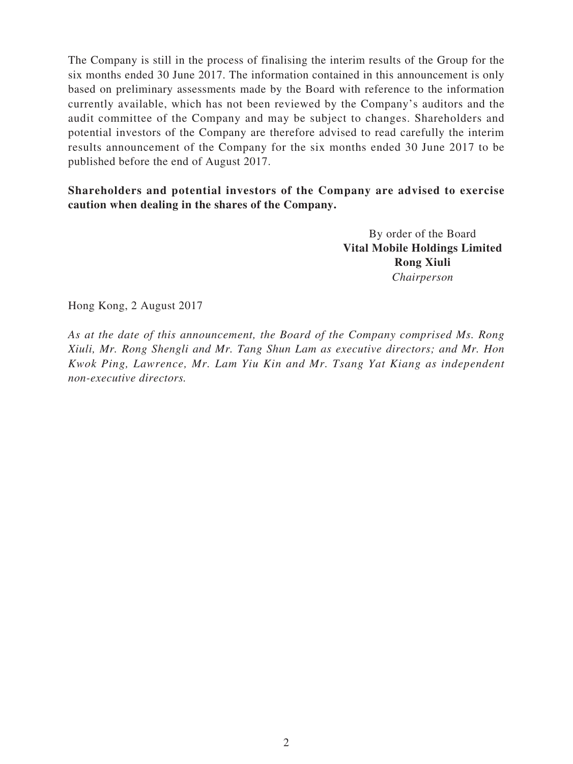The Company is still in the process of finalising the interim results of the Group for the six months ended 30 June 2017. The information contained in this announcement is only based on preliminary assessments made by the Board with reference to the information currently available, which has not been reviewed by the Company's auditors and the audit committee of the Company and may be subject to changes. Shareholders and potential investors of the Company are therefore advised to read carefully the interim results announcement of the Company for the six months ended 30 June 2017 to be published before the end of August 2017.

**Shareholders and potential investors of the Company are advised to exercise caution when dealing in the shares of the Company.**

By order of the Board
**Vital Mobile Holdings Limited**
**Rong Xiuli**
*Chairperson*

Hong Kong, 2 August 2017

*As at the date of this announcement, the Board of the Company comprised Ms. Rong Xiuli, Mr. Rong Shengli and Mr. Tang Shun Lam as executive directors; and Mr. Hon Kwok Ping, Lawrence, Mr. Lam Yiu Kin and Mr. Tsang Yat Kiang as independent non-executive directors.*